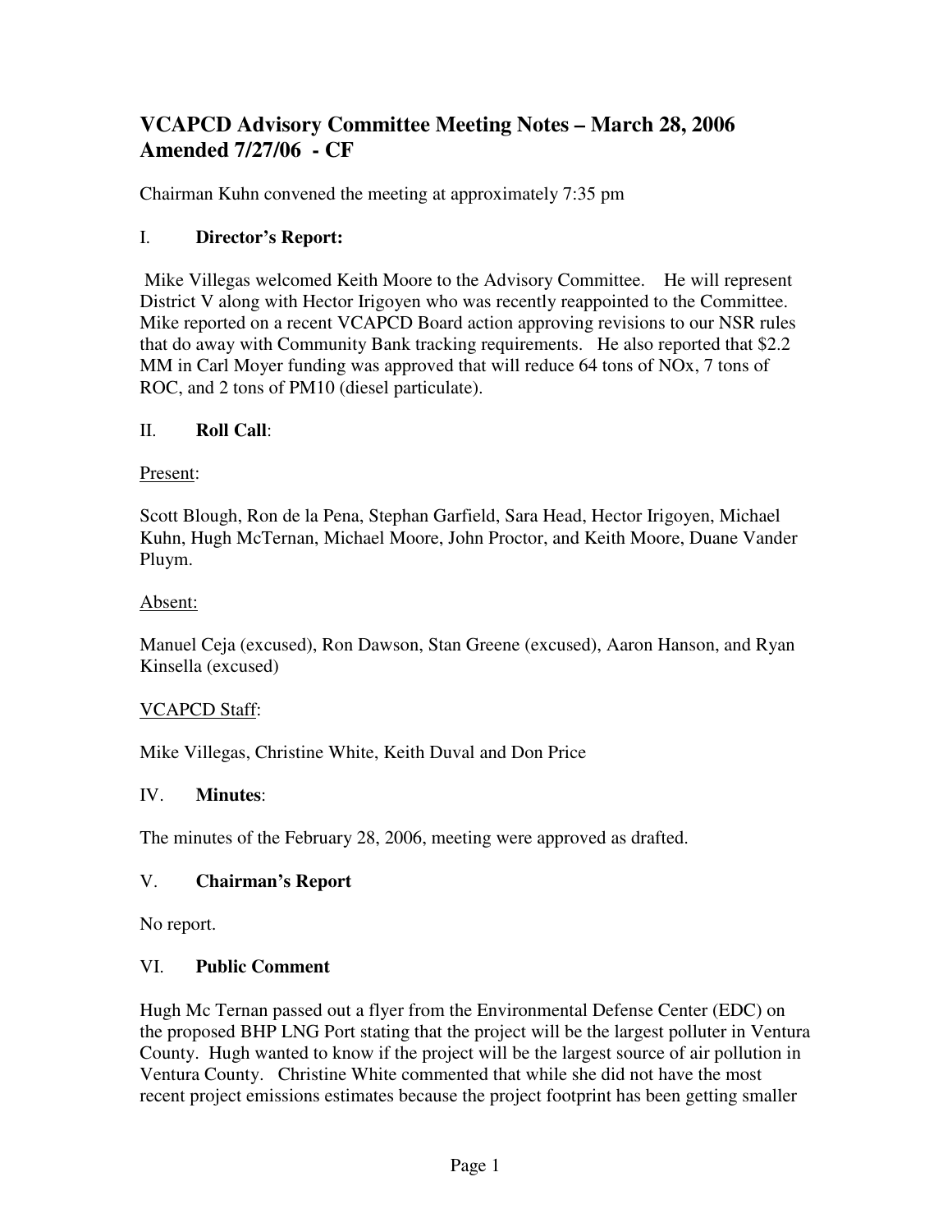# VCAPCD Advisory Committee Meeting Notes – March 28, 2006 Amended 7/27/06 - CF

Chairman Kuhn convened the meeting at approximately 7:35 pm

## I. Director's Report:

Mike Villegas welcomed Keith Moore to the Advisory Committee. He will represent District V along with Hector Irigoyen who was recently reappointed to the Committee. Mike reported on a recent VCAPCD Board action approving revisions to our NSR rules that do away with Community Bank tracking requirements. He also reported that $2.2 MM in Carl Moyer funding was approved that will reduce 64 tons of NOx, 7 tons of ROC, and 2 tons of PM10 (diesel particulate).

## II. Roll Call:

Present:

Scott Blough, Ron de la Pena, Stephan Garfield, Sara Head, Hector Irigoyen, Michael Kuhn, Hugh McTernan, Michael Moore, John Proctor, and Keith Moore, Duane Vander Pluym.

Absent:

Manuel Ceja (excused), Ron Dawson, Stan Greene (excused), Aaron Hanson, and Ryan Kinsella (excused)

VCAPCD Staff:

Mike Villegas, Christine White, Keith Duval and Don Price

## IV. Minutes:

The minutes of the February 28, 2006, meeting were approved as drafted.

## V. Chairman's Report

No report.

## VI. Public Comment

Hugh Mc Ternan passed out a flyer from the Environmental Defense Center (EDC) on the proposed BHP LNG Port stating that the project will be the largest polluter in Ventura County. Hugh wanted to know if the project will be the largest source of air pollution in Ventura County. Christine White commented that while she did not have the most recent project emissions estimates because the project footprint has been getting smaller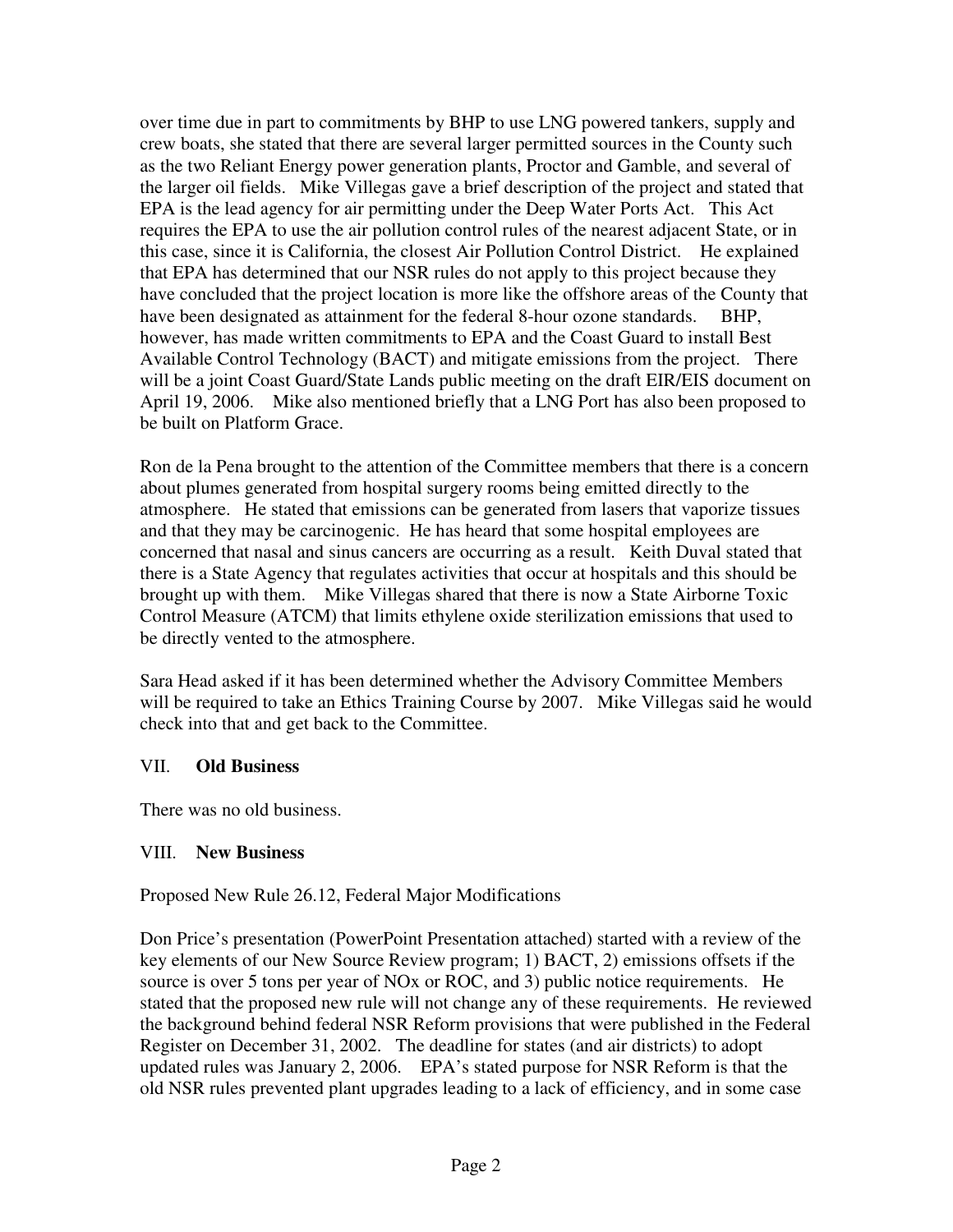over time due in part to commitments by BHP to use LNG powered tankers, supply and crew boats, she stated that there are several larger permitted sources in the County such as the two Reliant Energy power generation plants, Proctor and Gamble, and several of the larger oil fields. Mike Villegas gave a brief description of the project and stated that EPA is the lead agency for air permitting under the Deep Water Ports Act. This Act requires the EPA to use the air pollution control rules of the nearest adjacent State, or in this case, since it is California, the closest Air Pollution Control District. He explained that EPA has determined that our NSR rules do not apply to this project because they have concluded that the project location is more like the offshore areas of the County that have been designated as attainment for the federal 8-hour ozone standards. BHP, however, has made written commitments to EPA and the Coast Guard to install Best Available Control Technology (BACT) and mitigate emissions from the project. There will be a joint Coast Guard/State Lands public meeting on the draft EIR/EIS document on April 19, 2006. Mike also mentioned briefly that a LNG Port has also been proposed to be built on Platform Grace.

Ron de la Pena brought to the attention of the Committee members that there is a concern about plumes generated from hospital surgery rooms being emitted directly to the atmosphere. He stated that emissions can be generated from lasers that vaporize tissues and that they may be carcinogenic. He has heard that some hospital employees are concerned that nasal and sinus cancers are occurring as a result. Keith Duval stated that there is a State Agency that regulates activities that occur at hospitals and this should be brought up with them. Mike Villegas shared that there is now a State Airborne Toxic Control Measure (ATCM) that limits ethylene oxide sterilization emissions that used to be directly vented to the atmosphere.

Sara Head asked if it has been determined whether the Advisory Committee Members will be required to take an Ethics Training Course by 2007. Mike Villegas said he would check into that and get back to the Committee.

## VII. **Old Business**

There was no old business.

## VIII. **New Business**

Proposed New Rule 26.12, Federal Major Modifications

Don Price's presentation (PowerPoint Presentation attached) started with a review of the key elements of our New Source Review program; 1) BACT, 2) emissions offsets if the source is over 5 tons per year of NOx or ROC, and 3) public notice requirements. He stated that the proposed new rule will not change any of these requirements. He reviewed the background behind federal NSR Reform provisions that were published in the Federal Register on December 31, 2002. The deadline for states (and air districts) to adopt updated rules was January 2, 2006. EPA's stated purpose for NSR Reform is that the old NSR rules prevented plant upgrades leading to a lack of efficiency, and in some case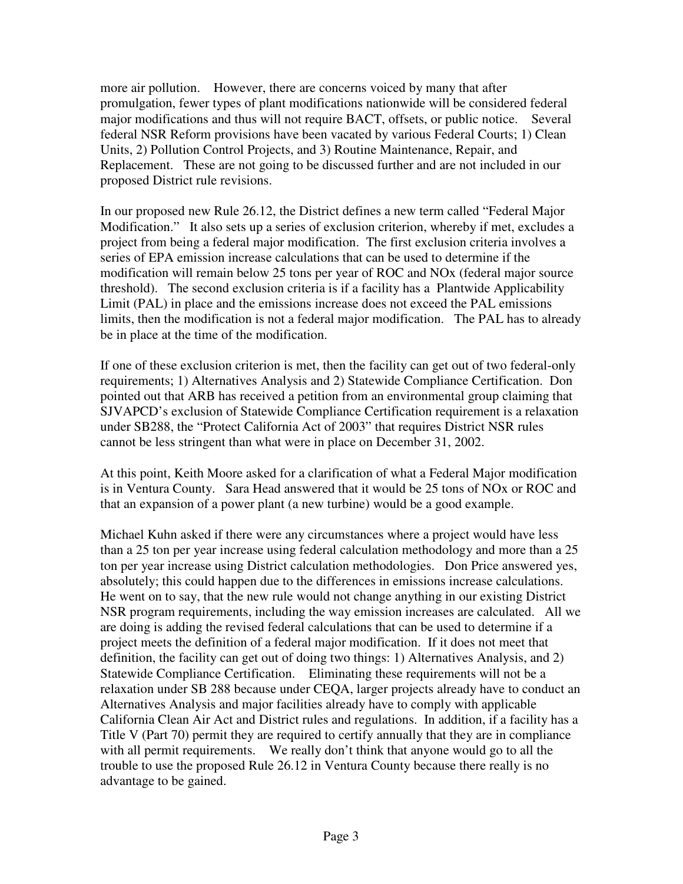more air pollution. However, there are concerns voiced by many that after promulgation, fewer types of plant modifications nationwide will be considered federal major modifications and thus will not require BACT, offsets, or public notice. Several federal NSR Reform provisions have been vacated by various Federal Courts; 1) Clean Units, 2) Pollution Control Projects, and 3) Routine Maintenance, Repair, and Replacement. These are not going to be discussed further and are not included in our proposed District rule revisions.

In our proposed new Rule 26.12, the District defines a new term called "Federal Major Modification." It also sets up a series of exclusion criterion, whereby if met, excludes a project from being a federal major modification. The first exclusion criteria involves a series of EPA emission increase calculations that can be used to determine if the modification will remain below 25 tons per year of ROC and NOx (federal major source threshold). The second exclusion criteria is if a facility has a Plantwide Applicability Limit (PAL) in place and the emissions increase does not exceed the PAL emissions limits, then the modification is not a federal major modification. The PAL has to already be in place at the time of the modification.

If one of these exclusion criterion is met, then the facility can get out of two federal-only requirements; 1) Alternatives Analysis and 2) Statewide Compliance Certification. Don pointed out that ARB has received a petition from an environmental group claiming that SJVAPCD's exclusion of Statewide Compliance Certification requirement is a relaxation under SB288, the "Protect California Act of 2003" that requires District NSR rules cannot be less stringent than what were in place on December 31, 2002.

At this point, Keith Moore asked for a clarification of what a Federal Major modification is in Ventura County. Sara Head answered that it would be 25 tons of NOx or ROC and that an expansion of a power plant (a new turbine) would be a good example.

Michael Kuhn asked if there were any circumstances where a project would have less than a 25 ton per year increase using federal calculation methodology and more than a 25 ton per year increase using District calculation methodologies. Don Price answered yes, absolutely; this could happen due to the differences in emissions increase calculations. He went on to say, that the new rule would not change anything in our existing District NSR program requirements, including the way emission increases are calculated. All we are doing is adding the revised federal calculations that can be used to determine if a project meets the definition of a federal major modification. If it does not meet that definition, the facility can get out of doing two things: 1) Alternatives Analysis, and 2) Statewide Compliance Certification. Eliminating these requirements will not be a relaxation under SB 288 because under CEQA, larger projects already have to conduct an Alternatives Analysis and major facilities already have to comply with applicable California Clean Air Act and District rules and regulations. In addition, if a facility has a Title V (Part 70) permit they are required to certify annually that they are in compliance with all permit requirements. We really don't think that anyone would go to all the trouble to use the proposed Rule 26.12 in Ventura County because there really is no advantage to be gained.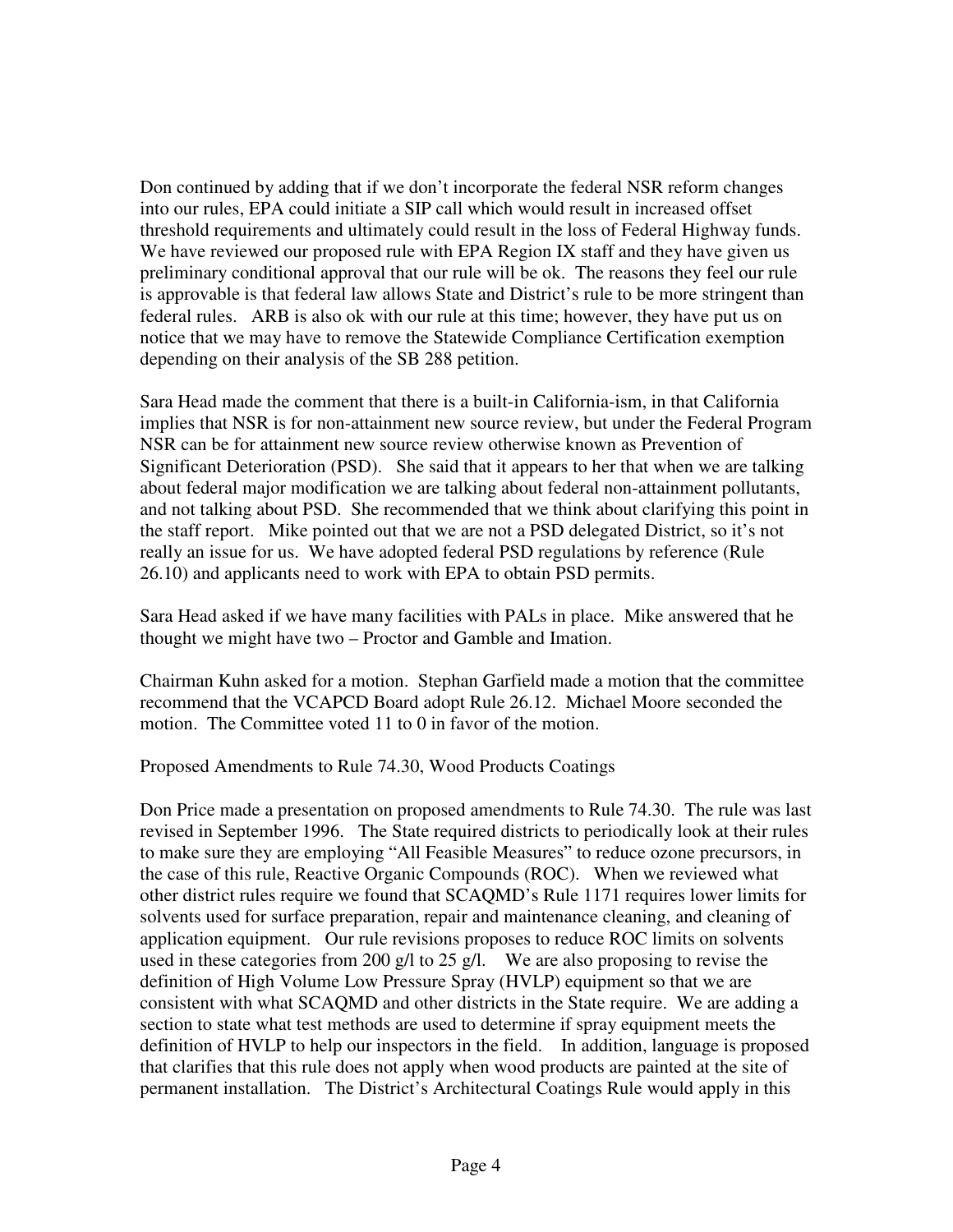Don continued by adding that if we don't incorporate the federal NSR reform changes into our rules, EPA could initiate a SIP call which would result in increased offset threshold requirements and ultimately could result in the loss of Federal Highway funds. We have reviewed our proposed rule with EPA Region IX staff and they have given us preliminary conditional approval that our rule will be ok. The reasons they feel our rule is approvable is that federal law allows State and District's rule to be more stringent than federal rules. ARB is also ok with our rule at this time; however, they have put us on notice that we may have to remove the Statewide Compliance Certification exemption depending on their analysis of the SB 288 petition.

Sara Head made the comment that there is a built-in California-ism, in that California implies that NSR is for non-attainment new source review, but under the Federal Program NSR can be for attainment new source review otherwise known as Prevention of Significant Deterioration (PSD). She said that it appears to her that when we are talking about federal major modification we are talking about federal non-attainment pollutants, and not talking about PSD. She recommended that we think about clarifying this point in the staff report. Mike pointed out that we are not a PSD delegated District, so it's not really an issue for us. We have adopted federal PSD regulations by reference (Rule 26.10) and applicants need to work with EPA to obtain PSD permits.

Sara Head asked if we have many facilities with PALs in place. Mike answered that he thought we might have two – Proctor and Gamble and Imation.

Chairman Kuhn asked for a motion. Stephan Garfield made a motion that the committee recommend that the VCAPCD Board adopt Rule 26.12. Michael Moore seconded the motion. The Committee voted 11 to 0 in favor of the motion.

Proposed Amendments to Rule 74.30, Wood Products Coatings

Don Price made a presentation on proposed amendments to Rule 74.30. The rule was last revised in September 1996. The State required districts to periodically look at their rules to make sure they are employing "All Feasible Measures" to reduce ozone precursors, in the case of this rule, Reactive Organic Compounds (ROC). When we reviewed what other district rules require we found that SCAQMD's Rule 1171 requires lower limits for solvents used for surface preparation, repair and maintenance cleaning, and cleaning of application equipment. Our rule revisions proposes to reduce ROC limits on solvents used in these categories from 200 g/l to 25 g/l. We are also proposing to revise the definition of High Volume Low Pressure Spray (HVLP) equipment so that we are consistent with what SCAQMD and other districts in the State require. We are adding a section to state what test methods are used to determine if spray equipment meets the definition of HVLP to help our inspectors in the field. In addition, language is proposed that clarifies that this rule does not apply when wood products are painted at the site of permanent installation. The District's Architectural Coatings Rule would apply in this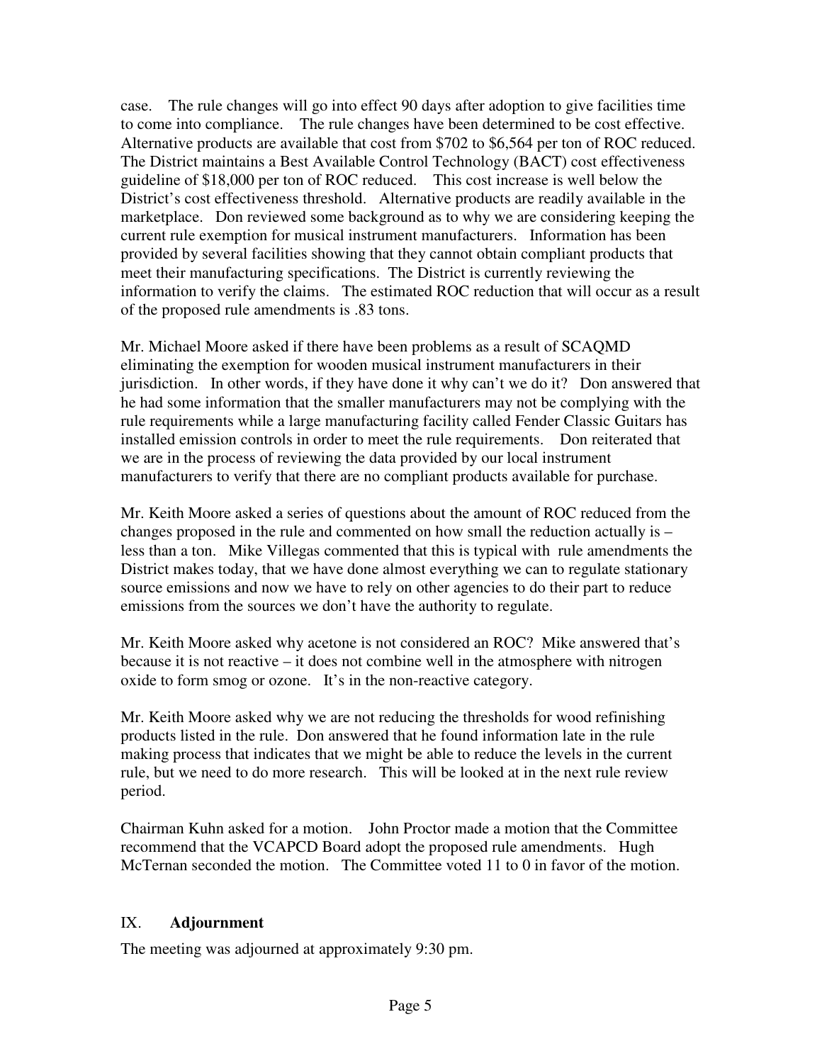case. The rule changes will go into effect 90 days after adoption to give facilities time to come into compliance. The rule changes have been determined to be cost effective. Alternative products are available that cost from $702 to $6,564 per ton of ROC reduced. The District maintains a Best Available Control Technology (BACT) cost effectiveness guideline of $18,000 per ton of ROC reduced. This cost increase is well below the District's cost effectiveness threshold. Alternative products are readily available in the marketplace. Don reviewed some background as to why we are considering keeping the current rule exemption for musical instrument manufacturers. Information has been provided by several facilities showing that they cannot obtain compliant products that meet their manufacturing specifications. The District is currently reviewing the information to verify the claims. The estimated ROC reduction that will occur as a result of the proposed rule amendments is .83 tons.

Mr. Michael Moore asked if there have been problems as a result of SCAQMD eliminating the exemption for wooden musical instrument manufacturers in their jurisdiction. In other words, if they have done it why can't we do it? Don answered that he had some information that the smaller manufacturers may not be complying with the rule requirements while a large manufacturing facility called Fender Classic Guitars has installed emission controls in order to meet the rule requirements. Don reiterated that we are in the process of reviewing the data provided by our local instrument manufacturers to verify that there are no compliant products available for purchase.

Mr. Keith Moore asked a series of questions about the amount of ROC reduced from the changes proposed in the rule and commented on how small the reduction actually is – less than a ton. Mike Villegas commented that this is typical with rule amendments the District makes today, that we have done almost everything we can to regulate stationary source emissions and now we have to rely on other agencies to do their part to reduce emissions from the sources we don't have the authority to regulate.

Mr. Keith Moore asked why acetone is not considered an ROC? Mike answered that's because it is not reactive – it does not combine well in the atmosphere with nitrogen oxide to form smog or ozone. It's in the non-reactive category.

Mr. Keith Moore asked why we are not reducing the thresholds for wood refinishing products listed in the rule. Don answered that he found information late in the rule making process that indicates that we might be able to reduce the levels in the current rule, but we need to do more research. This will be looked at in the next rule review period.

Chairman Kuhn asked for a motion. John Proctor made a motion that the Committee recommend that the VCAPCD Board adopt the proposed rule amendments. Hugh McTernan seconded the motion. The Committee voted 11 to 0 in favor of the motion.

## IX. **Adjournment**

The meeting was adjourned at approximately 9:30 pm.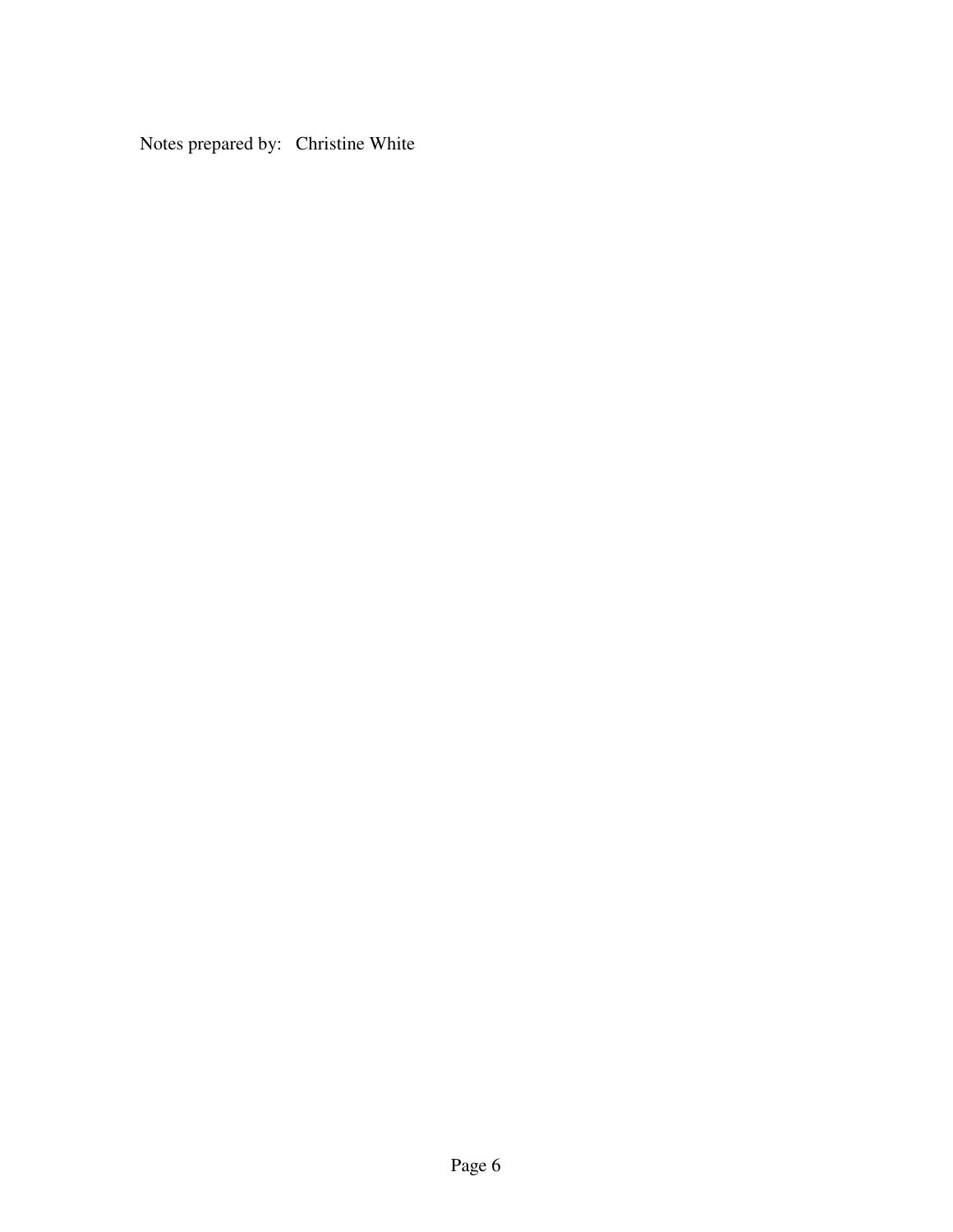Notes prepared by: Christine White